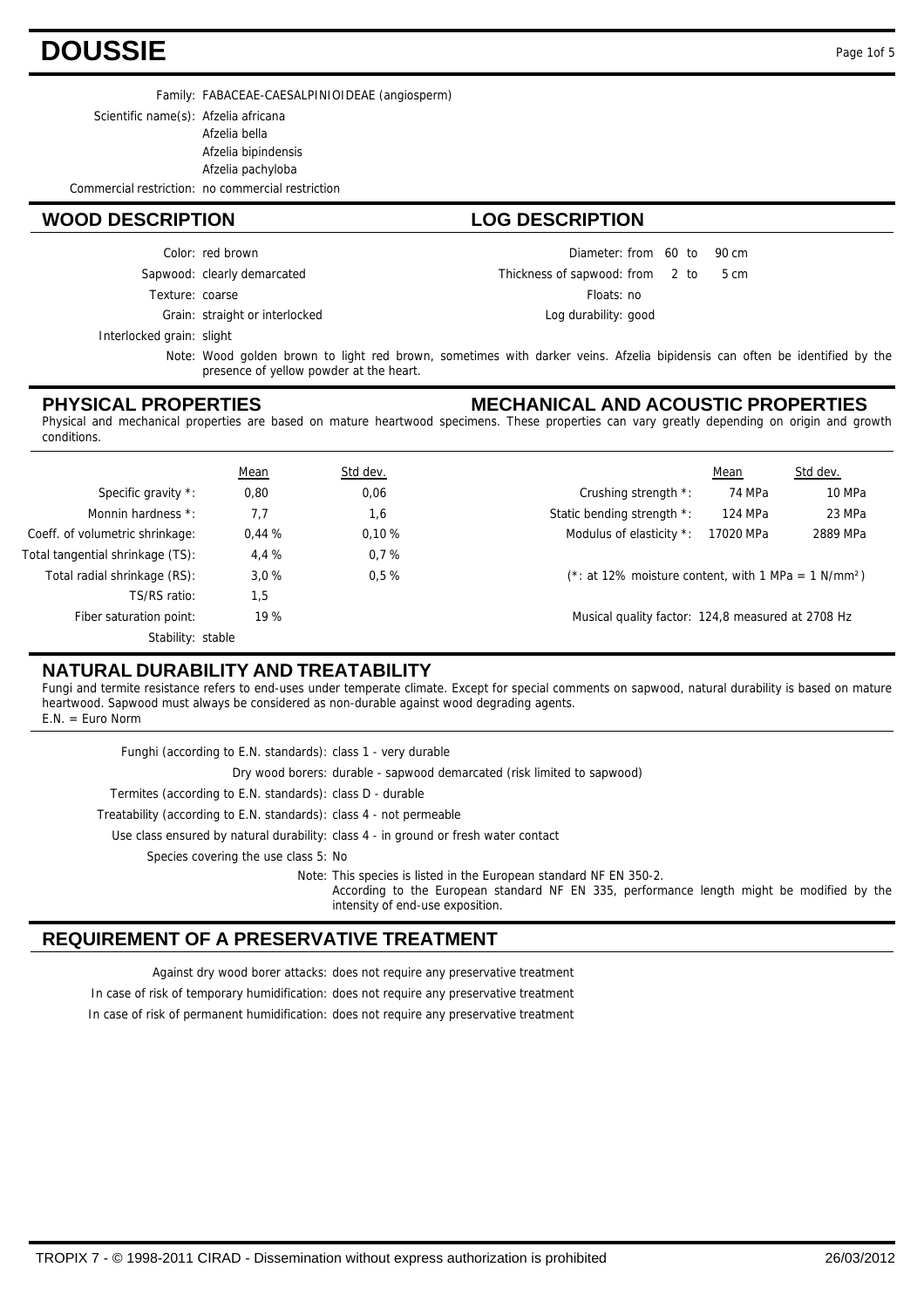# DOUSSIE

Family: FABACEAE-CAESALPINIOIDEAE (angiosperm)

Scientific name(s): Afzelia africana
Afzelia bella
Afzelia bipindensis
Afzelia pachyloba

Commercial restriction: no commercial restriction

## WOOD DESCRIPTION

Color: red brown

Sapwood: clearly demarcated

Texture: coarse

Grain: straight or interlocked

Interlocked grain: slight

Note: Wood golden brown to light red brown, sometimes with darker veins. Afzelia bipidensis can often be identified by the presence of yellow powder at the heart.

## LOG DESCRIPTION

Diameter: from 60 to 90 cm

Thickness of sapwood: from 2 to 5 cm

Floats: no

Log durability: good

## PHYSICAL PROPERTIES

## MECHANICAL AND ACOUSTIC PROPERTIES

Physical and mechanical properties are based on mature heartwood specimens. These properties can vary greatly depending on origin and growth conditions.

| | Mean | Std dev. |
|---|---|---|
| Specific gravity *: | 0,80 | 0,06 |
| Monnin hardness *: | 7,7 | 1,6 |
| Coeff. of volumetric shrinkage: | 0,44 % | 0,10 % |
| Total tangential shrinkage (TS): | 4,4 % | 0,7 % |
| Total radial shrinkage (RS): | 3,0 % | 0,5 % |
| TS/RS ratio: | 1,5 | |
| Fiber saturation point: | 19 % | |
| Stability: | stable | |

| | Mean | Std dev. |
|---|---|---|
| Crushing strength *: | 74 MPa | 10 MPa |
| Static bending strength *: | 124 MPa | 23 MPa |
| Modulus of elasticity *: | 17020 MPa | 2889 MPa |

(*: at 12% moisture content, with 1 MPa = 1 N/mm²)

Musical quality factor: 124,8 measured at 2708 Hz

## NATURAL DURABILITY AND TREATABILITY

Fungi and termite resistance refers to end-uses under temperate climate. Except for special comments on sapwood, natural durability is based on mature heartwood. Sapwood must always be considered as non-durable against wood degrading agents.
E.N. = Euro Norm

Funghi (according to E.N. standards): class 1 - very durable

Dry wood borers: durable - sapwood demarcated (risk limited to sapwood)

Termites (according to E.N. standards): class D - durable

Treatability (according to E.N. standards): class 4 - not permeable

Use class ensured by natural durability: class 4 - in ground or fresh water contact

Species covering the use class 5: No

Note: This species is listed in the European standard NF EN 350-2.
According to the European standard NF EN 335, performance length might be modified by the intensity of end-use exposition.

## REQUIREMENT OF A PRESERVATIVE TREATMENT

Against dry wood borer attacks: does not require any preservative treatment

In case of risk of temporary humidification: does not require any preservative treatment

In case of risk of permanent humidification: does not require any preservative treatment

TROPIX 7 - © 1998-2011 CIRAD - Dissemination without express authorization is prohibited 26/03/2012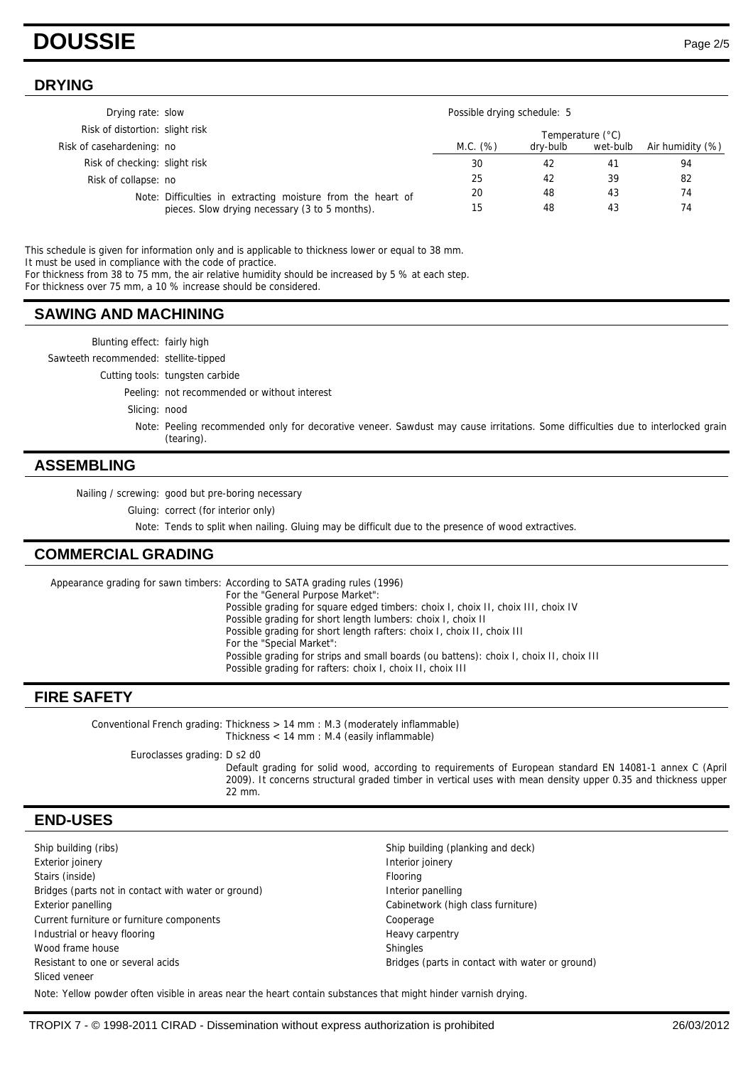# DOUSSIE

## DRYING

Drying rate: slow

Risk of distortion: slight risk

Risk of casehardening: no

Risk of checking: slight risk

Risk of collapse: no

Note: Difficulties in extracting moisture from the heart of pieces. Slow drying necessary (3 to 5 months).

Possible drying schedule: 5

| M.C. (%) | Temperature (°C) | | Air humidity (%) |
|---|---|---|---|
| | dry-bulb | wet-bulb | |
| 30 | 42 | 41 | 94 |
| 25 | 42 | 39 | 82 |
| 20 | 48 | 43 | 74 |
| 15 | 48 | 43 | 74 |

This schedule is given for information only and is applicable to thickness lower or equal to 38 mm.
It must be used in compliance with the code of practice.
For thickness from 38 to 75 mm, the air relative humidity should be increased by 5 % at each step.
For thickness over 75 mm, a 10 % increase should be considered.

## SAWING AND MACHINING

Blunting effect: fairly high

Sawteeth recommended: stellite-tipped

Cutting tools: tungsten carbide

Peeling: not recommended or without interest

Slicing: nood

Note: Peeling recommended only for decorative veneer. Sawdust may cause irritations. Some difficulties due to interlocked grain (tearing).

## ASSEMBLING

Nailing / screwing: good but pre-boring necessary

Gluing: correct (for interior only)

Note: Tends to split when nailing. Gluing may be difficult due to the presence of wood extractives.

## COMMERCIAL GRADING

Appearance grading for sawn timbers: According to SATA grading rules (1996)
For the "General Purpose Market":
Possible grading for square edged timbers: choix I, choix II, choix III, choix IV
Possible grading for short length lumbers: choix I, choix II
Possible grading for short length rafters: choix I, choix II, choix III
For the "Special Market":
Possible grading for strips and small boards (ou battens): choix I, choix II, choix III
Possible grading for rafters: choix I, choix II, choix III

## FIRE SAFETY

Conventional French grading: Thickness > 14 mm : M.3 (moderately inflammable)
Thickness < 14 mm : M.4 (easily inflammable)

Euroclasses grading: D s2 d0
Default grading for solid wood, according to requirements of European standard EN 14081-1 annex C (April 2009). It concerns structural graded timber in vertical uses with mean density upper 0.35 and thickness upper 22 mm.

## END-USES

- Ship building (ribs)
- Exterior joinery
- Stairs (inside)
- Bridges (parts not in contact with water or ground)
- Exterior panelling
- Current furniture or furniture components
- Industrial or heavy flooring
- Wood frame house
- Resistant to one or several acids
- Sliced veneer
- Ship building (planking and deck)
- Interior joinery
- Flooring
- Interior panelling
- Cabinetwork (high class furniture)
- Cooperage
- Heavy carpentry
- Shingles
- Bridges (parts in contact with water or ground)

Note: Yellow powder often visible in areas near the heart contain substances that might hinder varnish drying.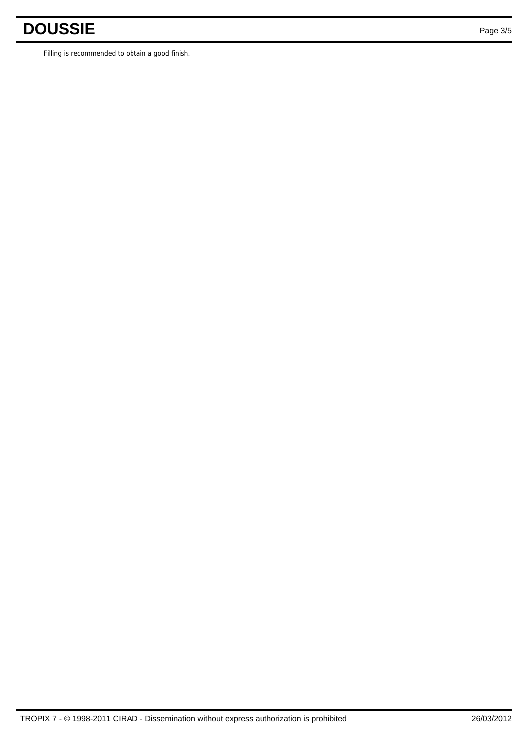Filling is recommended to obtain a good finish.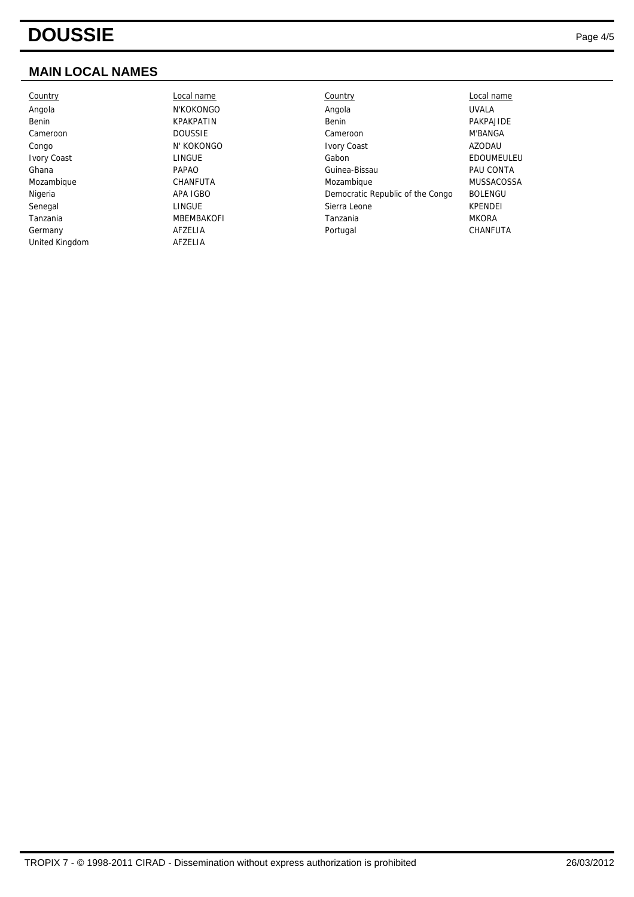## MAIN LOCAL NAMES

| Country | Local name | Country | Local name |
|---|---|---|---|
| Angola | N'KOKONGO | Angola | UVALA |
| Benin | KPAKPATIN | Benin | PAKPAJIDE |
| Cameroon | DOUSSIE | Cameroon | M'BANGA |
| Congo | N' KOKONGO | Ivory Coast | AZODAU |
| Ivory Coast | LINGUE | Gabon | EDOUMEULEU |
| Ghana | PAPAO | Guinea-Bissau | PAU CONTA |
| Mozambique | CHANFUTA | Mozambique | MUSSACOSSA |
| Nigeria | APA IGBO | Democratic Republic of the Congo | BOLENGU |
| Senegal | LINGUE | Sierra Leone | KPENDEI |
| Tanzania | MBEMBAKOFI | Tanzania | MKORA |
| Germany | AFZELIA | Portugal | CHANFUTA |
| United Kingdom | AFZELIA | | |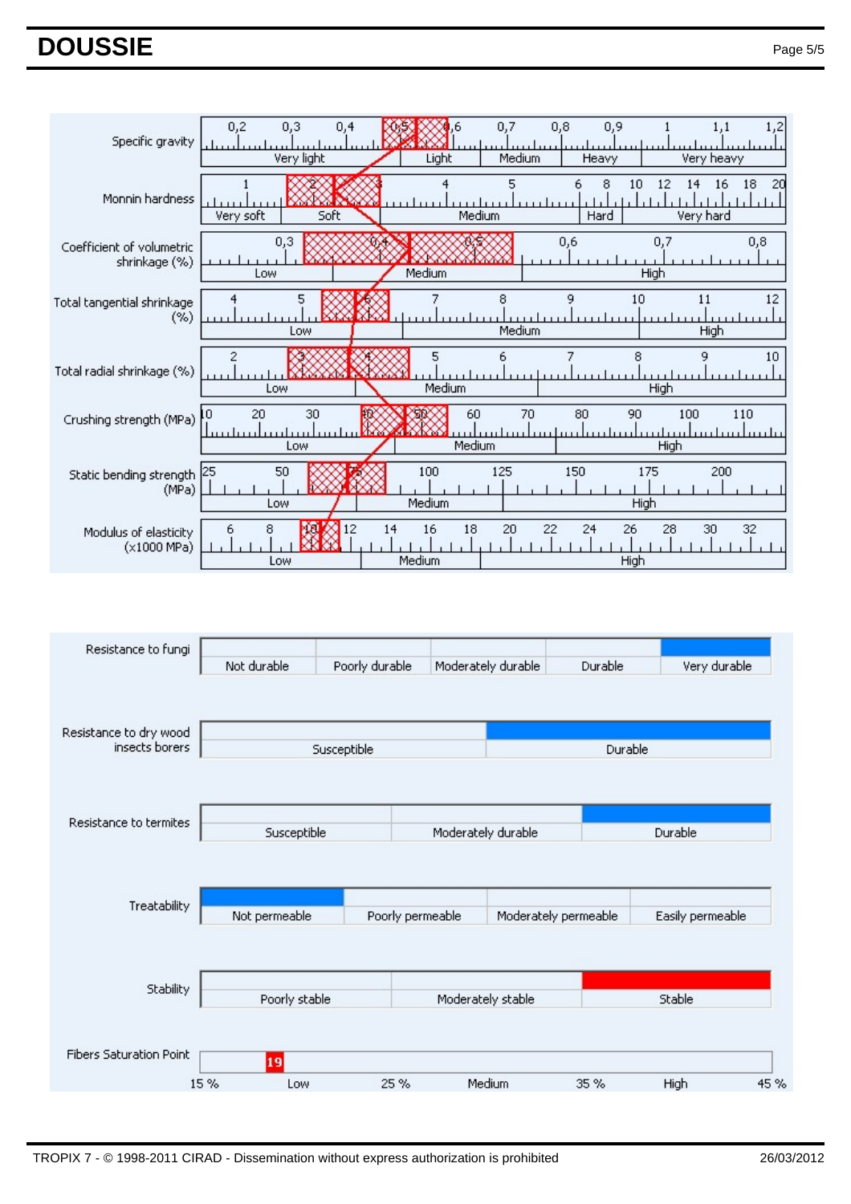# DOUSSIE

Specific gravity
0,2 0,3 0,4 0,5 0,6 0,7 0,8 0,9 1 1,1 1,2
Very light Light Medium Heavy Very heavy

Monnin hardness
1 2 3 4 5 6 8 10 12 14 16 18 20
Very soft Soft Medium Hard Very hard

Coefficient of volumetric shrinkage (%)
0,3 0,4 0,5 0,6 0,7 0,8
Low Medium High

Total tangential shrinkage (%)
4 5 6 7 8 9 10 11 12
Low Medium High

Total radial shrinkage (%)
2 3 4 5 6 7 8 9 10
Low Medium High

Crushing strength (MPa)
10 20 30 40 50 60 70 80 90 100 110
Low Medium High

Static bending strength (MPa)
25 50 75 100 125 150 175 200
Low Medium High

Modulus of elasticity (x1000 MPa)
6 8 10 12 14 16 18 20 22 24 26 28 30 32
Low Medium High

Resistance to fungi
Not durable Poorly durable Moderately durable Durable Very durable

Resistance to dry wood insects borers
Susceptible Durable

Resistance to termites
Susceptible Moderately durable Durable

Treatability
Not permeable Poorly permeable Moderately permeable Easily permeable

Stability
Poorly stable Moderately stable Stable

Fibers Saturation Point
19
15 % Low 25 % Medium 35 % High 45 %

TROPIX 7 - © 1998-2011 CIRAD - Dissemination without express authorization is prohibited 26/03/2012